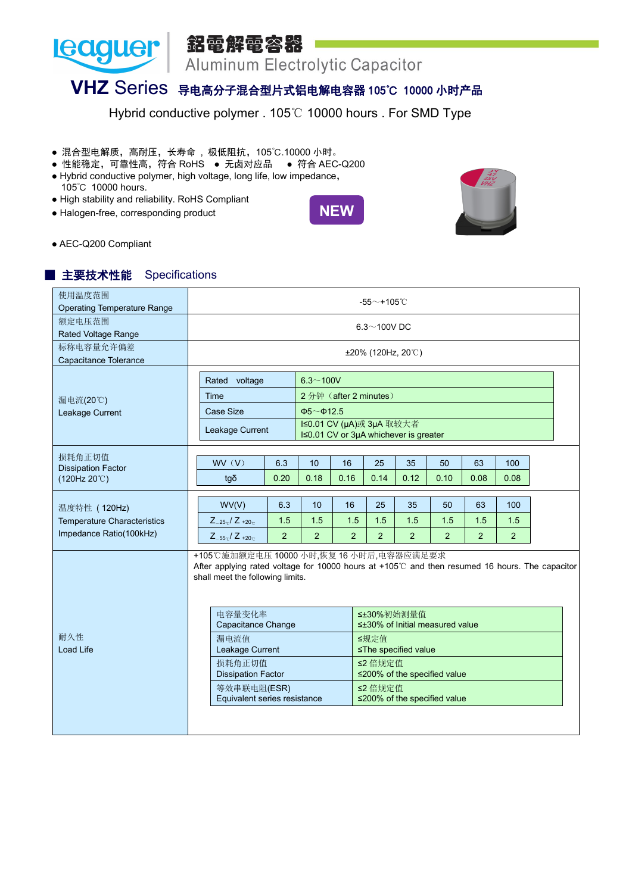# leaguer 鋁電解電容器 Aluminum Electrolytic Capacitor

## VHZ Series 导电高分子混合型片式铝电解电容器 105℃ 10000 小时产品

Hybrid conductive polymer . 105℃ 10000 hours . For SMD Type

- 混合型电解质，高耐压，长寿命 ，极低阻抗，105℃.10000 小时。
- 性能稳定，可靠性高，符合 RoHS ● 无卤对应品 ● 符合 AEC-Q200
- Hybrid conductive polymer, high voltage, long life, low impedance, 105℃ 10000 hours.
- High stability and reliability. RoHS Compliant
- Halogen-free, corresponding product

**NEW**

- AEC-Q200 Compliant

## ■ 主要技术性能 Specifications

| 项目 Item | 特性 Characteristics |
|---|---|
| 使用温度范围 Operating Temperature Range | -55～+105℃ |
| 额定电压范围 Rated Voltage Range | 6.3～100V DC |
| 标称电容量允许偏差 Capacitance Tolerance | ±20% (120Hz, 20℃) |

**漏电流(20℃) Leakage Current**

| Rated voltage | 6.3～100V |
|---|---|
| Time | 2 分钟（after 2 minutes） |
| Case Size | Φ5～Φ12.5 |
| Leakage Current | I≤0.01 CV (μA)或 3μA 取较大者<br>I≤0.01 CV or 3μA whichever is greater |

**损耗角正切值 Dissipation Factor (120Hz 20℃)**

| WV（V） | 6.3 | 10 | 16 | 25 | 35 | 50 | 63 | 100 |
|---|---|---|---|---|---|---|---|---|
| tgδ | 0.20 | 0.18 | 0.16 | 0.14 | 0.12 | 0.10 | 0.08 | 0.08 |

**温度特性（120Hz) Temperature Characteristics Impedance Ratio(100kHz)**

| WV(V) | 6.3 | 10 | 16 | 25 | 35 | 50 | 63 | 100 |
|---|---|---|---|---|---|---|---|---|
| $Z_{-25℃}/Z_{+20℃}$ | 1.5 | 1.5 | 1.5 | 1.5 | 1.5 | 1.5 | 1.5 | 1.5 |
| $Z_{-55℃}/Z_{+20℃}$ | 2 | 2 | 2 | 2 | 2 | 2 | 2 | 2 |

**耐久性 Load Life**

+105℃施加额定电压 10000 小时,恢复 16 小时后,电容器应满足要求
After applying rated voltage for 10000 hours at +105℃ and then resumed 16 hours. The capacitor shall meet the following limits.

| 项目 | 要求 |
|---|---|
| 电容量变化率 Capacitance Change | ≤±30%初始测量值<br>≤±30% of Initial measured value |
| 漏电流值 Leakage Current | ≤规定值<br>≤The specified value |
| 损耗角正切值 Dissipation Factor | ≤2 倍规定值<br>≤200% of the specified value |
| 等效串联电阻(ESR) Equivalent series resistance | ≤2 倍规定值<br>≤200% of the specified value |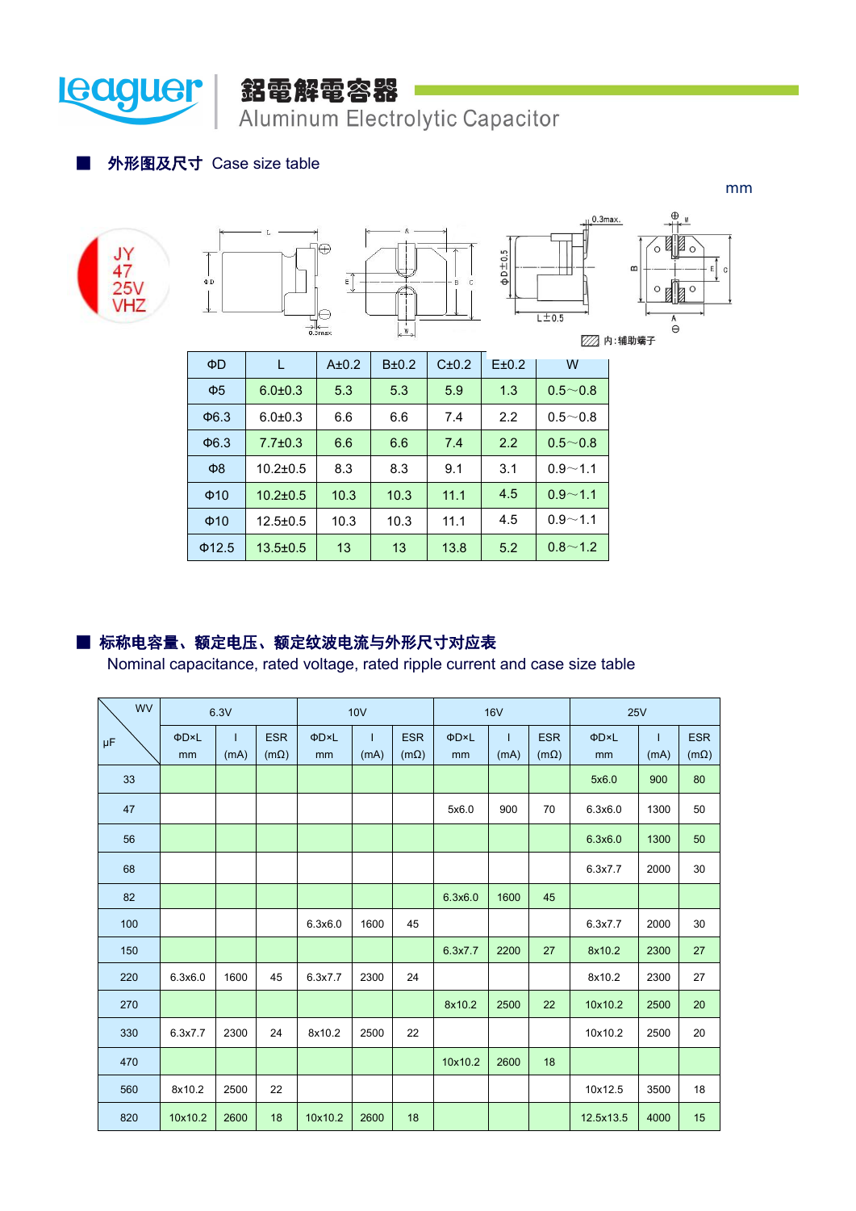# 鋁電解電容器 Aluminum Electrolytic Capacitor

## ■ 外形图及尺寸 Case size table

mm

JY
47
25V
VHZ

内:辅助端子

| ΦD | L | A±0.2 | B±0.2 | C±0.2 | E±0.2 | W |
|---|---|---|---|---|---|---|
| Φ5 | 6.0±0.3 | 5.3 | 5.3 | 5.9 | 1.3 | 0.5～0.8 |
| Φ6.3 | 6.0±0.3 | 6.6 | 6.6 | 7.4 | 2.2 | 0.5～0.8 |
| Φ6.3 | 7.7±0.3 | 6.6 | 6.6 | 7.4 | 2.2 | 0.5～0.8 |
| Φ8 | 10.2±0.5 | 8.3 | 8.3 | 9.1 | 3.1 | 0.9～1.1 |
| Φ10 | 10.2±0.5 | 10.3 | 10.3 | 11.1 | 4.5 | 0.9～1.1 |
| Φ10 | 12.5±0.5 | 10.3 | 10.3 | 11.1 | 4.5 | 0.9～1.1 |
| Φ12.5 | 13.5±0.5 | 13 | 13 | 13.8 | 5.2 | 0.8～1.2 |

## ■ 标称电容量、额定电压、额定纹波电流与外形尺寸对应表

Nominal capacitance, rated voltage, rated ripple current and case size table

| WV / μF | 6.3V | | | 10V | | | 16V | | | 25V | | |
|---|---|---|---|---|---|---|---|---|---|---|---|---|
| | ΦD×L mm | I (mA) | ESR (mΩ) | ΦD×L mm | I (mA) | ESR (mΩ) | ΦD×L mm | I (mA) | ESR (mΩ) | ΦD×L mm | I (mA) | ESR (mΩ) |
| 33 | | | | | | | | | | 5x6.0 | 900 | 80 |
| 47 | | | | | | | 5x6.0 | 900 | 70 | 6.3x6.0 | 1300 | 50 |
| 56 | | | | | | | | | | 6.3x6.0 | 1300 | 50 |
| 68 | | | | | | | | | | 6.3x7.7 | 2000 | 30 |
| 82 | | | | | | | 6.3x6.0 | 1600 | 45 | | | |
| 100 | | | | 6.3x6.0 | 1600 | 45 | | | | 6.3x7.7 | 2000 | 30 |
| 150 | | | | | | | 6.3x7.7 | 2200 | 27 | 8x10.2 | 2300 | 27 |
| 220 | 6.3x6.0 | 1600 | 45 | 6.3x7.7 | 2300 | 24 | | | | 8x10.2 | 2300 | 27 |
| 270 | | | | | | | 8x10.2 | 2500 | 22 | 10x10.2 | 2500 | 20 |
| 330 | 6.3x7.7 | 2300 | 24 | 8x10.2 | 2500 | 22 | | | | 10x10.2 | 2500 | 20 |
| 470 | | | | | | | 10x10.2 | 2600 | 18 | | | |
| 560 | 8x10.2 | 2500 | 22 | | | | | | | 10x12.5 | 3500 | 18 |
| 820 | 10x10.2 | 2600 | 18 | 10x10.2 | 2600 | 18 | | | | 12.5x13.5 | 4000 | 15 |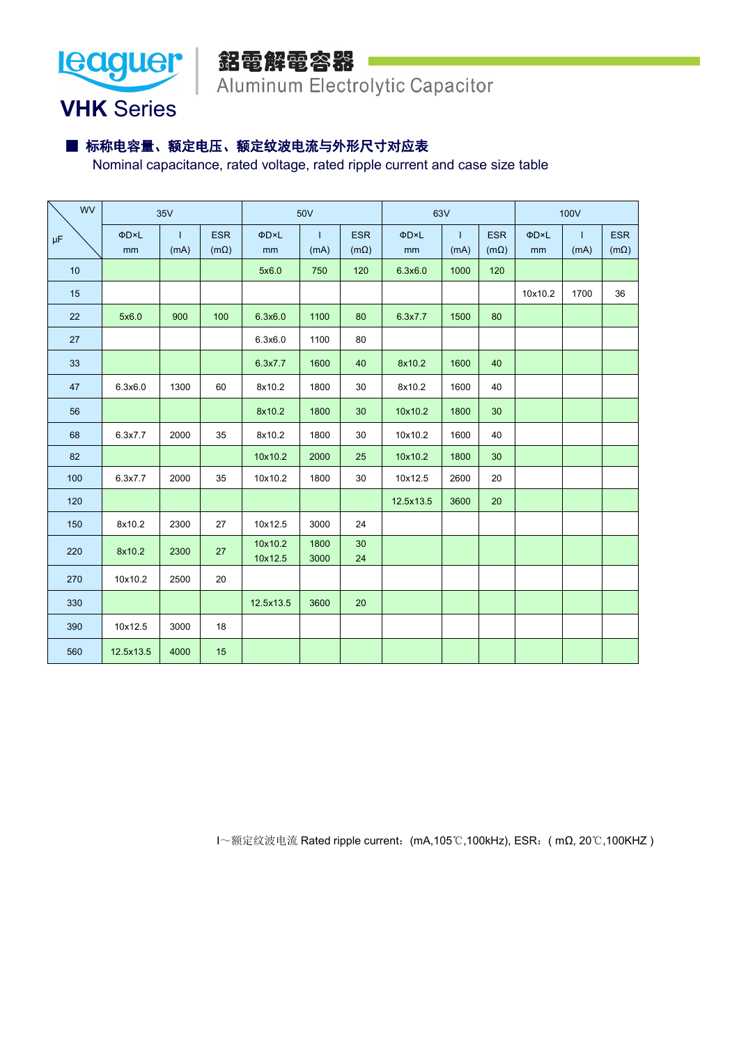# leaguer 鋁電解電容器

Aluminum Electrolytic Capacitor

## VHK Series

### ■ 标称电容量、额定电压、额定纹波电流与外形尺寸对应表

Nominal capacitance, rated voltage, rated ripple current and case size table

| WV / μF | 35V | | | 50V | | | 63V | | | 100V | | |
|---|---|---|---|---|---|---|---|---|---|---|---|---|
| | ΦD×L mm | I (mA) | ESR (mΩ) | ΦD×L mm | I (mA) | ESR (mΩ) | ΦD×L mm | I (mA) | ESR (mΩ) | ΦD×L mm | I (mA) | ESR (mΩ) |
| 10 | | | | 5x6.0 | 750 | 120 | 6.3x6.0 | 1000 | 120 | | | |
| 15 | | | | | | | | | | 10x10.2 | 1700 | 36 |
| 22 | 5x6.0 | 900 | 100 | 6.3x6.0 | 1100 | 80 | 6.3x7.7 | 1500 | 80 | | | |
| 27 | | | | 6.3x6.0 | 1100 | 80 | | | | | | |
| 33 | | | | 6.3x7.7 | 1600 | 40 | 8x10.2 | 1600 | 40 | | | |
| 47 | 6.3x6.0 | 1300 | 60 | 8x10.2 | 1800 | 30 | 8x10.2 | 1600 | 40 | | | |
| 56 | | | | 8x10.2 | 1800 | 30 | 10x10.2 | 1800 | 30 | | | |
| 68 | 6.3x7.7 | 2000 | 35 | 8x10.2 | 1800 | 30 | 10x10.2 | 1600 | 40 | | | |
| 82 | | | | 10x10.2 | 2000 | 25 | 10x10.2 | 1800 | 30 | | | |
| 100 | 6.3x7.7 | 2000 | 35 | 10x10.2 | 1800 | 30 | 10x12.5 | 2600 | 20 | | | |
| 120 | | | | | | | 12.5x13.5 | 3600 | 20 | | | |
| 150 | 8x10.2 | 2300 | 27 | 10x12.5 | 3000 | 24 | | | | | | |
| 220 | 8x10.2 | 2300 | 27 | 10x10.2<br>10x12.5 | 1800<br>3000 | 30<br>24 | | | | | | |
| 270 | 10x10.2 | 2500 | 20 | | | | | | | | | |
| 330 | | | | 12.5x13.5 | 3600 | 20 | | | | | | |
| 390 | 10x12.5 | 3000 | 18 | | | | | | | | | |
| 560 | 12.5x13.5 | 4000 | 15 | | | | | | | | | |

I～额定纹波电流 Rated ripple current：(mA,105℃,100kHz), ESR：( mΩ, 20℃,100KHZ )